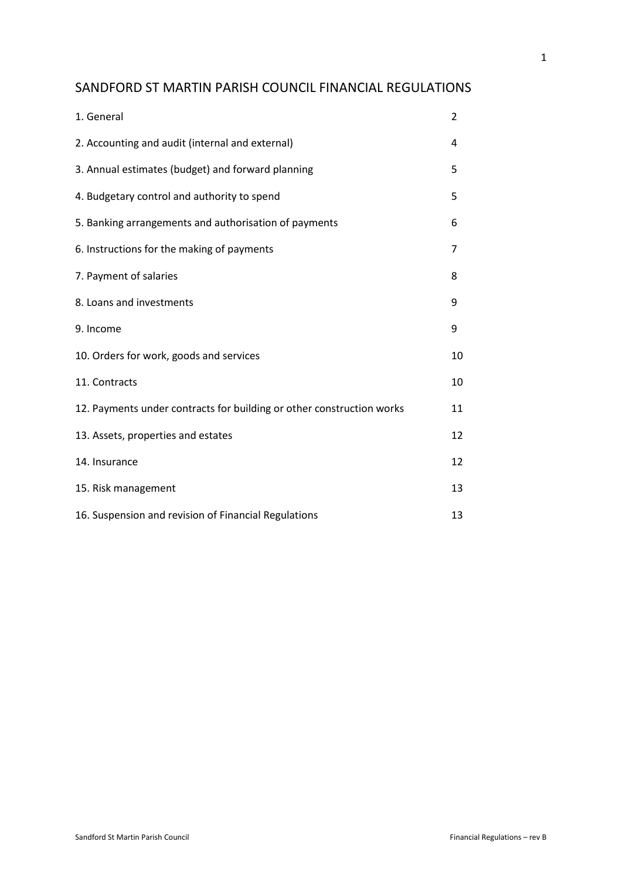# SANDFORD ST MARTIN PARISH COUNCIL FINANCIAL REGULATIONS

| | |
|---|---|
| 1. General | 2 |
| 2. Accounting and audit (internal and external) | 4 |
| 3. Annual estimates (budget) and forward planning | 5 |
| 4. Budgetary control and authority to spend | 5 |
| 5. Banking arrangements and authorisation of payments | 6 |
| 6. Instructions for the making of payments | 7 |
| 7. Payment of salaries | 8 |
| 8. Loans and investments | 9 |
| 9. Income | 9 |
| 10. Orders for work, goods and services | 10 |
| 11. Contracts | 10 |
| 12. Payments under contracts for building or other construction works | 11 |
| 13. Assets, properties and estates | 12 |
| 14. Insurance | 12 |
| 15. Risk management | 13 |
| 16. Suspension and revision of Financial Regulations | 13 |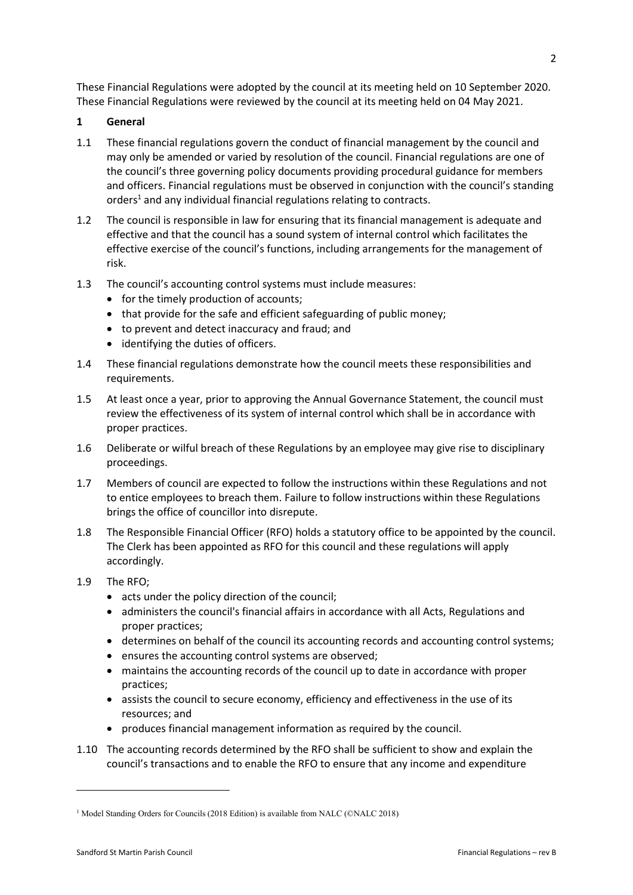These Financial Regulations were adopted by the council at its meeting held on 10 September 2020.
These Financial Regulations were reviewed by the council at its meeting held on 04 May 2021.

## 1 General

1.1 These financial regulations govern the conduct of financial management by the council and may only be amended or varied by resolution of the council. Financial regulations are one of the council's three governing policy documents providing procedural guidance for members and officers. Financial regulations must be observed in conjunction with the council's standing orders[1] and any individual financial regulations relating to contracts.

1.2 The council is responsible in law for ensuring that its financial management is adequate and effective and that the council has a sound system of internal control which facilitates the effective exercise of the council's functions, including arrangements for the management of risk.

1.3 The council's accounting control systems must include measures:

- for the timely production of accounts;
- that provide for the safe and efficient safeguarding of public money;
- to prevent and detect inaccuracy and fraud; and
- identifying the duties of officers.

1.4 These financial regulations demonstrate how the council meets these responsibilities and requirements.

1.5 At least once a year, prior to approving the Annual Governance Statement, the council must review the effectiveness of its system of internal control which shall be in accordance with proper practices.

1.6 Deliberate or wilful breach of these Regulations by an employee may give rise to disciplinary proceedings.

1.7 Members of council are expected to follow the instructions within these Regulations and not to entice employees to breach them. Failure to follow instructions within these Regulations brings the office of councillor into disrepute.

1.8 The Responsible Financial Officer (RFO) holds a statutory office to be appointed by the council. The Clerk has been appointed as RFO for this council and these regulations will apply accordingly.

1.9 The RFO;

- acts under the policy direction of the council;
- administers the council's financial affairs in accordance with all Acts, Regulations and proper practices;
- determines on behalf of the council its accounting records and accounting control systems;
- ensures the accounting control systems are observed;
- maintains the accounting records of the council up to date in accordance with proper practices;
- assists the council to secure economy, efficiency and effectiveness in the use of its resources; and
- produces financial management information as required by the council.

1.10 The accounting records determined by the RFO shall be sufficient to show and explain the council's transactions and to enable the RFO to ensure that any income and expenditure

---

[1] Model Standing Orders for Councils (2018 Edition) is available from NALC (©NALC 2018)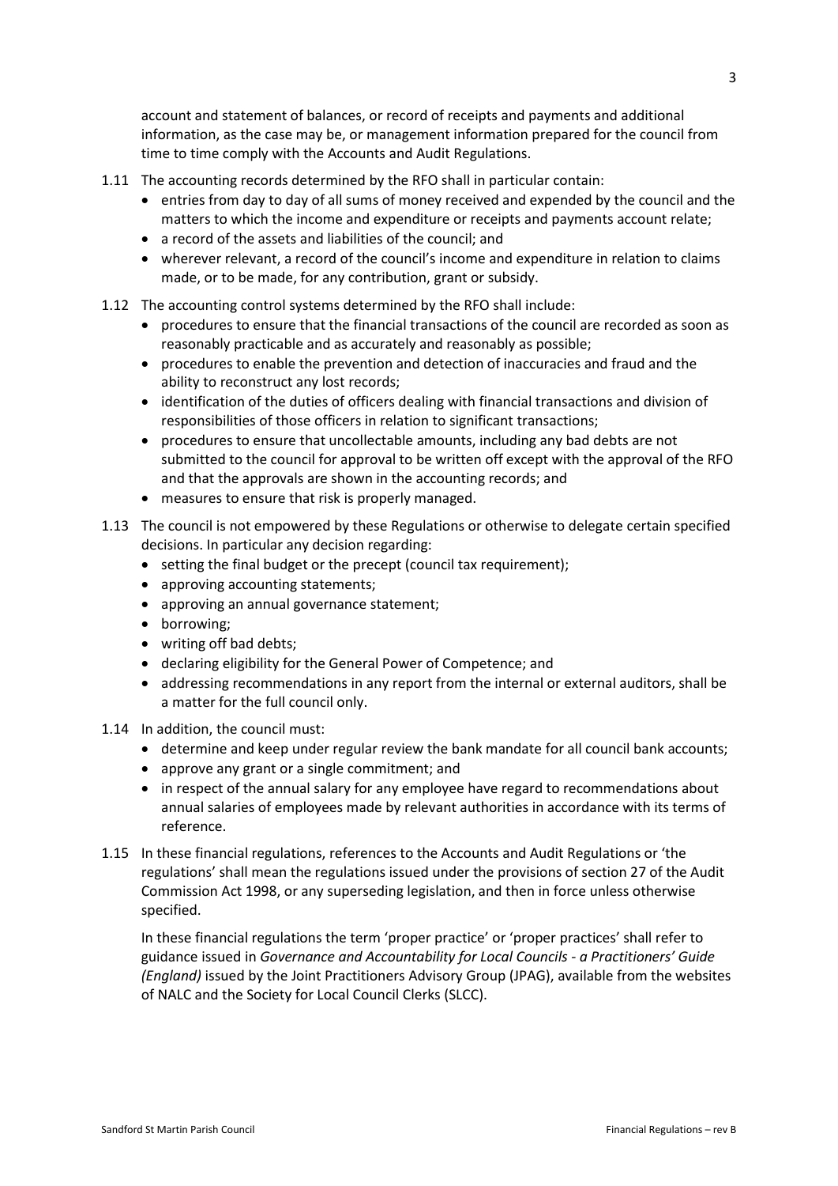account and statement of balances, or record of receipts and payments and additional information, as the case may be, or management information prepared for the council from time to time comply with the Accounts and Audit Regulations.

1.11 The accounting records determined by the RFO shall in particular contain:

- entries from day to day of all sums of money received and expended by the council and the matters to which the income and expenditure or receipts and payments account relate;
- a record of the assets and liabilities of the council; and
- wherever relevant, a record of the council's income and expenditure in relation to claims made, or to be made, for any contribution, grant or subsidy.

1.12 The accounting control systems determined by the RFO shall include:

- procedures to ensure that the financial transactions of the council are recorded as soon as reasonably practicable and as accurately and reasonably as possible;
- procedures to enable the prevention and detection of inaccuracies and fraud and the ability to reconstruct any lost records;
- identification of the duties of officers dealing with financial transactions and division of responsibilities of those officers in relation to significant transactions;
- procedures to ensure that uncollectable amounts, including any bad debts are not submitted to the council for approval to be written off except with the approval of the RFO and that the approvals are shown in the accounting records; and
- measures to ensure that risk is properly managed.

1.13 The council is not empowered by these Regulations or otherwise to delegate certain specified decisions. In particular any decision regarding:

- setting the final budget or the precept (council tax requirement);
- approving accounting statements;
- approving an annual governance statement;
- borrowing;
- writing off bad debts;
- declaring eligibility for the General Power of Competence; and
- addressing recommendations in any report from the internal or external auditors, shall be a matter for the full council only.

1.14 In addition, the council must:

- determine and keep under regular review the bank mandate for all council bank accounts;
- approve any grant or a single commitment; and
- in respect of the annual salary for any employee have regard to recommendations about annual salaries of employees made by relevant authorities in accordance with its terms of reference.

1.15 In these financial regulations, references to the Accounts and Audit Regulations or 'the regulations' shall mean the regulations issued under the provisions of section 27 of the Audit Commission Act 1998, or any superseding legislation, and then in force unless otherwise specified.

In these financial regulations the term 'proper practice' or 'proper practices' shall refer to guidance issued in *Governance and Accountability for Local Councils - a Practitioners' Guide (England)* issued by the Joint Practitioners Advisory Group (JPAG), available from the websites of NALC and the Society for Local Council Clerks (SLCC).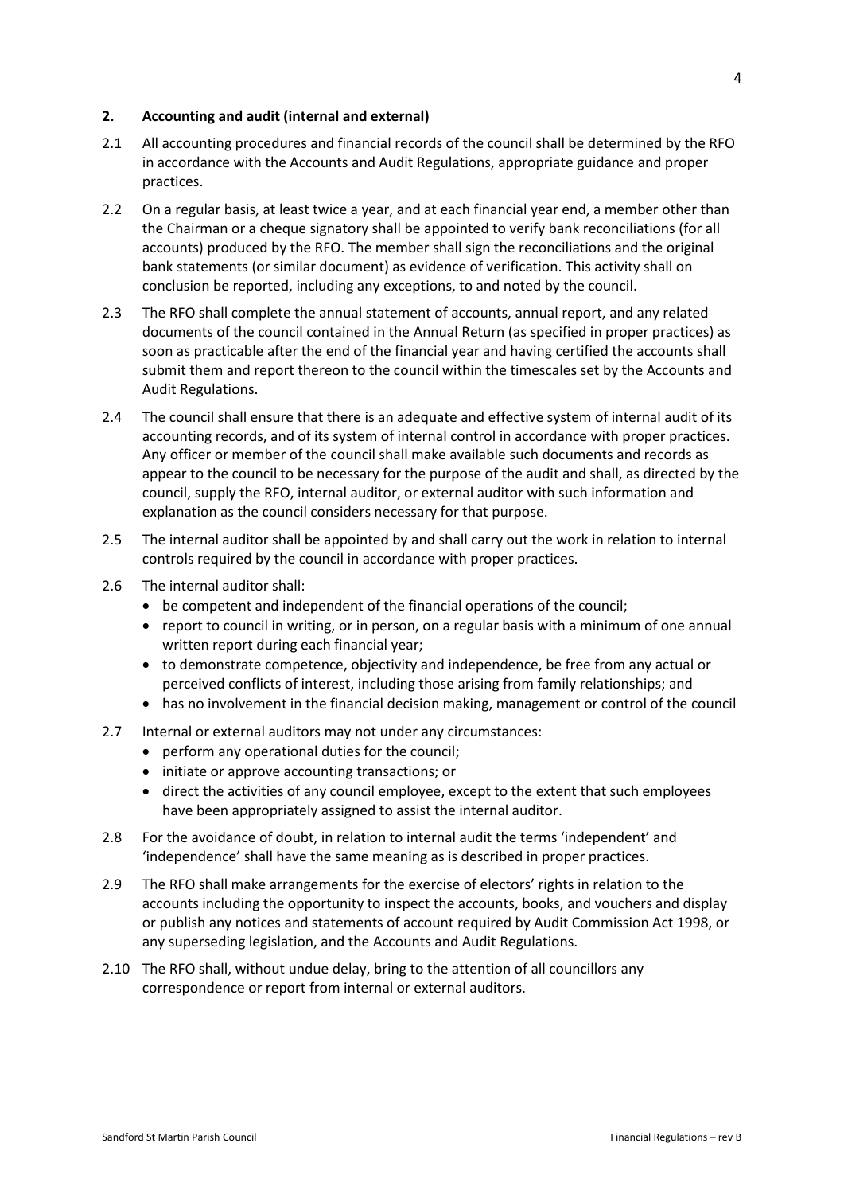## 2. Accounting and audit (internal and external)

2.1 All accounting procedures and financial records of the council shall be determined by the RFO in accordance with the Accounts and Audit Regulations, appropriate guidance and proper practices.

2.2 On a regular basis, at least twice a year, and at each financial year end, a member other than the Chairman or a cheque signatory shall be appointed to verify bank reconciliations (for all accounts) produced by the RFO. The member shall sign the reconciliations and the original bank statements (or similar document) as evidence of verification. This activity shall on conclusion be reported, including any exceptions, to and noted by the council.

2.3 The RFO shall complete the annual statement of accounts, annual report, and any related documents of the council contained in the Annual Return (as specified in proper practices) as soon as practicable after the end of the financial year and having certified the accounts shall submit them and report thereon to the council within the timescales set by the Accounts and Audit Regulations.

2.4 The council shall ensure that there is an adequate and effective system of internal audit of its accounting records, and of its system of internal control in accordance with proper practices. Any officer or member of the council shall make available such documents and records as appear to the council to be necessary for the purpose of the audit and shall, as directed by the council, supply the RFO, internal auditor, or external auditor with such information and explanation as the council considers necessary for that purpose.

2.5 The internal auditor shall be appointed by and shall carry out the work in relation to internal controls required by the council in accordance with proper practices.

2.6 The internal auditor shall:

- be competent and independent of the financial operations of the council;
- report to council in writing, or in person, on a regular basis with a minimum of one annual written report during each financial year;
- to demonstrate competence, objectivity and independence, be free from any actual or perceived conflicts of interest, including those arising from family relationships; and
- has no involvement in the financial decision making, management or control of the council

2.7 Internal or external auditors may not under any circumstances:

- perform any operational duties for the council;
- initiate or approve accounting transactions; or
- direct the activities of any council employee, except to the extent that such employees have been appropriately assigned to assist the internal auditor.

2.8 For the avoidance of doubt, in relation to internal audit the terms 'independent' and 'independence' shall have the same meaning as is described in proper practices.

2.9 The RFO shall make arrangements for the exercise of electors' rights in relation to the accounts including the opportunity to inspect the accounts, books, and vouchers and display or publish any notices and statements of account required by Audit Commission Act 1998, or any superseding legislation, and the Accounts and Audit Regulations.

2.10 The RFO shall, without undue delay, bring to the attention of all councillors any correspondence or report from internal or external auditors.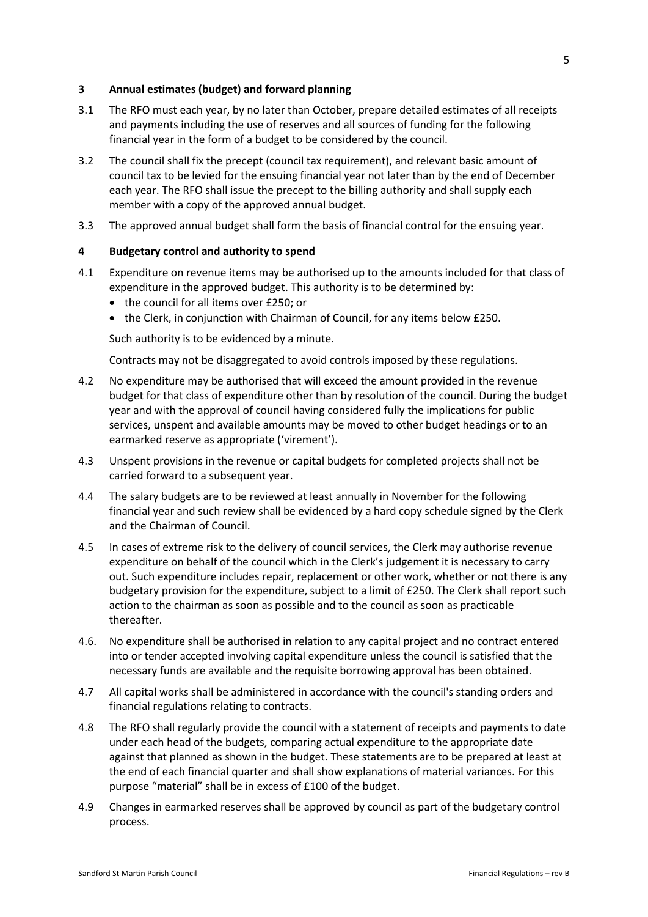## 3 Annual estimates (budget) and forward planning

3.1 The RFO must each year, by no later than October, prepare detailed estimates of all receipts and payments including the use of reserves and all sources of funding for the following financial year in the form of a budget to be considered by the council.

3.2 The council shall fix the precept (council tax requirement), and relevant basic amount of council tax to be levied for the ensuing financial year not later than by the end of December each year. The RFO shall issue the precept to the billing authority and shall supply each member with a copy of the approved annual budget.

3.3 The approved annual budget shall form the basis of financial control for the ensuing year.

## 4 Budgetary control and authority to spend

4.1 Expenditure on revenue items may be authorised up to the amounts included for that class of expenditure in the approved budget. This authority is to be determined by:

- the council for all items over £250; or
- the Clerk, in conjunction with Chairman of Council, for any items below £250.

Such authority is to be evidenced by a minute.

Contracts may not be disaggregated to avoid controls imposed by these regulations.

4.2 No expenditure may be authorised that will exceed the amount provided in the revenue budget for that class of expenditure other than by resolution of the council. During the budget year and with the approval of council having considered fully the implications for public services, unspent and available amounts may be moved to other budget headings or to an earmarked reserve as appropriate ('virement').

4.3 Unspent provisions in the revenue or capital budgets for completed projects shall not be carried forward to a subsequent year.

4.4 The salary budgets are to be reviewed at least annually in November for the following financial year and such review shall be evidenced by a hard copy schedule signed by the Clerk and the Chairman of Council.

4.5 In cases of extreme risk to the delivery of council services, the Clerk may authorise revenue expenditure on behalf of the council which in the Clerk's judgement it is necessary to carry out. Such expenditure includes repair, replacement or other work, whether or not there is any budgetary provision for the expenditure, subject to a limit of £250. The Clerk shall report such action to the chairman as soon as possible and to the council as soon as practicable thereafter.

4.6. No expenditure shall be authorised in relation to any capital project and no contract entered into or tender accepted involving capital expenditure unless the council is satisfied that the necessary funds are available and the requisite borrowing approval has been obtained.

4.7 All capital works shall be administered in accordance with the council's standing orders and financial regulations relating to contracts.

4.8 The RFO shall regularly provide the council with a statement of receipts and payments to date under each head of the budgets, comparing actual expenditure to the appropriate date against that planned as shown in the budget. These statements are to be prepared at least at the end of each financial quarter and shall show explanations of material variances. For this purpose "material" shall be in excess of £100 of the budget.

4.9 Changes in earmarked reserves shall be approved by council as part of the budgetary control process.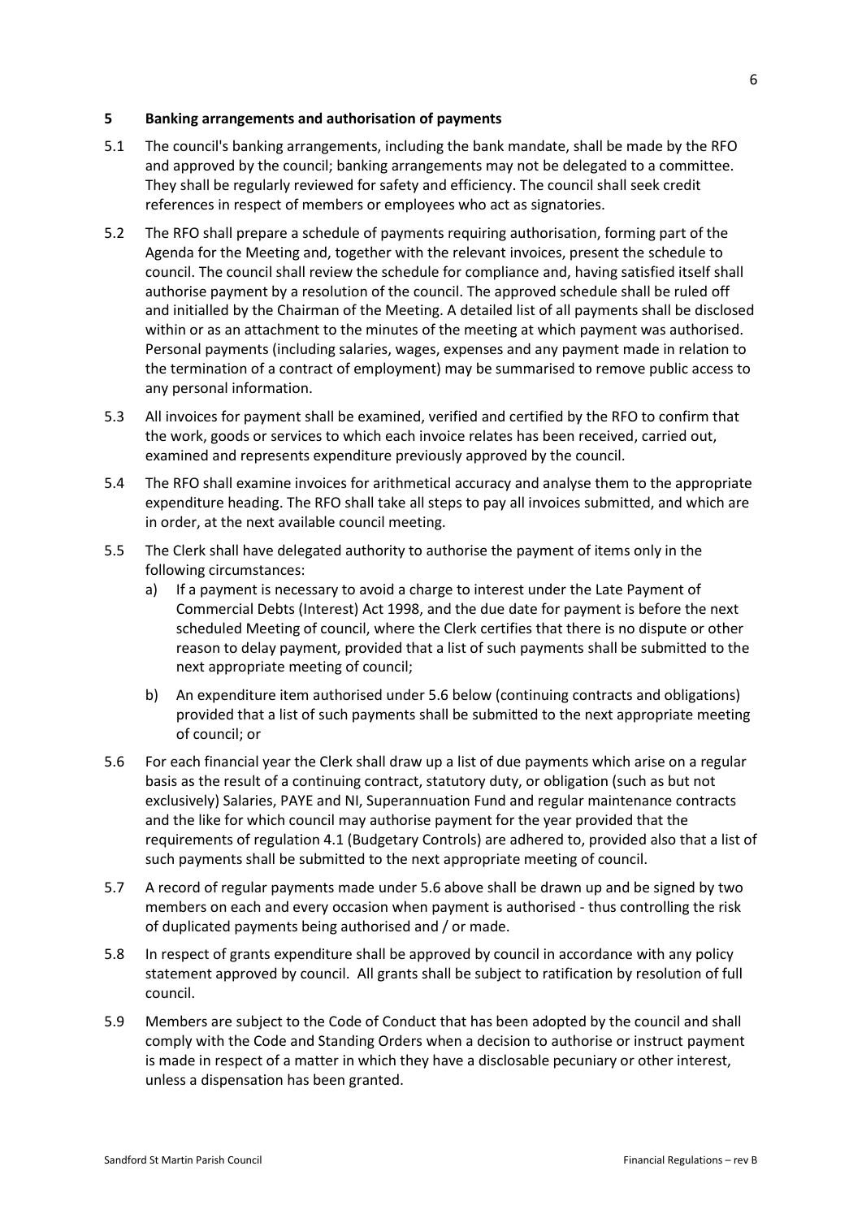## 5 Banking arrangements and authorisation of payments

5.1 The council's banking arrangements, including the bank mandate, shall be made by the RFO and approved by the council; banking arrangements may not be delegated to a committee. They shall be regularly reviewed for safety and efficiency. The council shall seek credit references in respect of members or employees who act as signatories.

5.2 The RFO shall prepare a schedule of payments requiring authorisation, forming part of the Agenda for the Meeting and, together with the relevant invoices, present the schedule to council. The council shall review the schedule for compliance and, having satisfied itself shall authorise payment by a resolution of the council. The approved schedule shall be ruled off and initialled by the Chairman of the Meeting. A detailed list of all payments shall be disclosed within or as an attachment to the minutes of the meeting at which payment was authorised. Personal payments (including salaries, wages, expenses and any payment made in relation to the termination of a contract of employment) may be summarised to remove public access to any personal information.

5.3 All invoices for payment shall be examined, verified and certified by the RFO to confirm that the work, goods or services to which each invoice relates has been received, carried out, examined and represents expenditure previously approved by the council.

5.4 The RFO shall examine invoices for arithmetical accuracy and analyse them to the appropriate expenditure heading. The RFO shall take all steps to pay all invoices submitted, and which are in order, at the next available council meeting.

5.5 The Clerk shall have delegated authority to authorise the payment of items only in the following circumstances:

a) If a payment is necessary to avoid a charge to interest under the Late Payment of Commercial Debts (Interest) Act 1998, and the due date for payment is before the next scheduled Meeting of council, where the Clerk certifies that there is no dispute or other reason to delay payment, provided that a list of such payments shall be submitted to the next appropriate meeting of council;

b) An expenditure item authorised under 5.6 below (continuing contracts and obligations) provided that a list of such payments shall be submitted to the next appropriate meeting of council; or

5.6 For each financial year the Clerk shall draw up a list of due payments which arise on a regular basis as the result of a continuing contract, statutory duty, or obligation (such as but not exclusively) Salaries, PAYE and NI, Superannuation Fund and regular maintenance contracts and the like for which council may authorise payment for the year provided that the requirements of regulation 4.1 (Budgetary Controls) are adhered to, provided also that a list of such payments shall be submitted to the next appropriate meeting of council.

5.7 A record of regular payments made under 5.6 above shall be drawn up and be signed by two members on each and every occasion when payment is authorised - thus controlling the risk of duplicated payments being authorised and / or made.

5.8 In respect of grants expenditure shall be approved by council in accordance with any policy statement approved by council. All grants shall be subject to ratification by resolution of full council.

5.9 Members are subject to the Code of Conduct that has been adopted by the council and shall comply with the Code and Standing Orders when a decision to authorise or instruct payment is made in respect of a matter in which they have a disclosable pecuniary or other interest, unless a dispensation has been granted.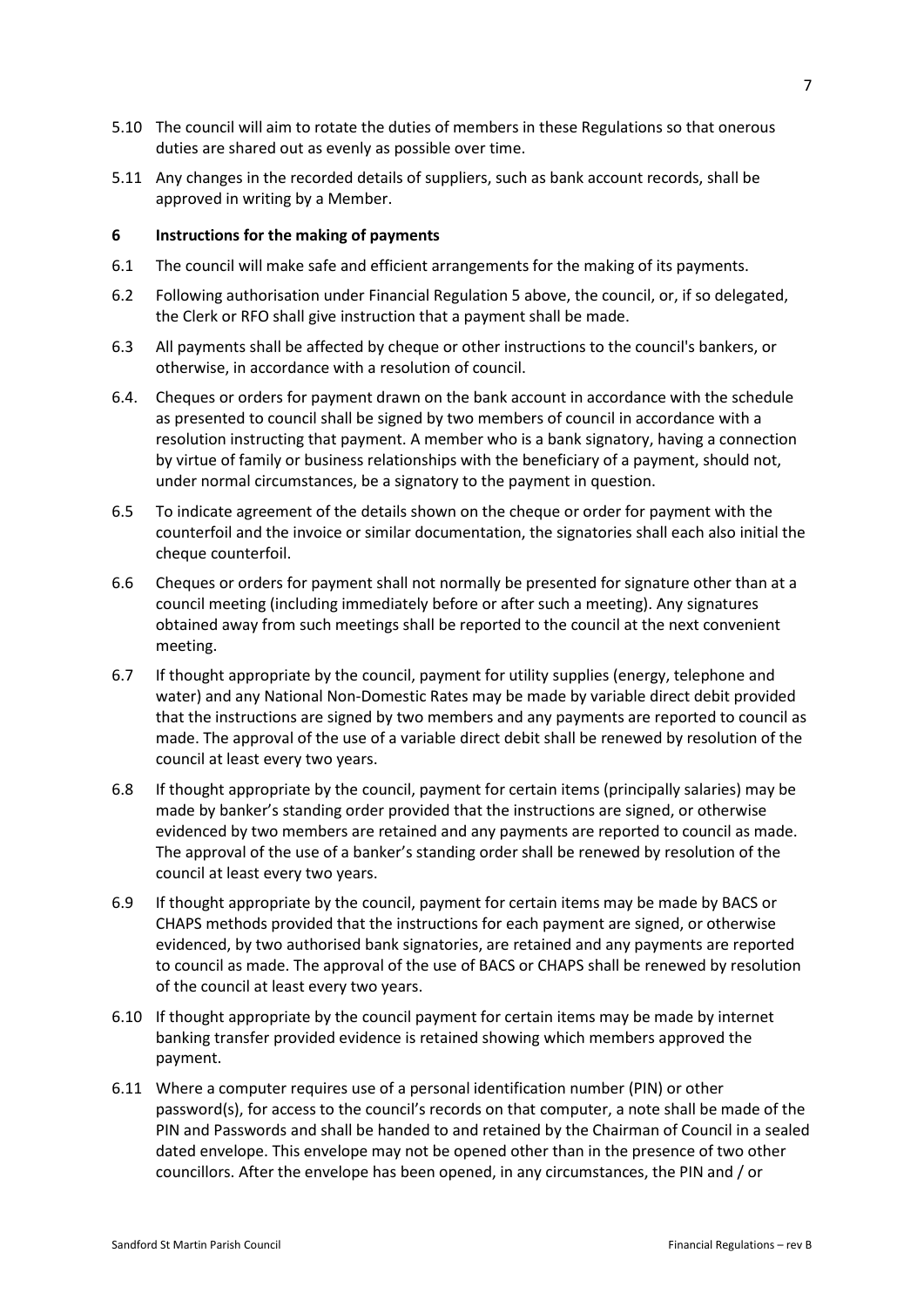5.10 The council will aim to rotate the duties of members in these Regulations so that onerous duties are shared out as evenly as possible over time.

5.11 Any changes in the recorded details of suppliers, such as bank account records, shall be approved in writing by a Member.

## 6 Instructions for the making of payments

6.1 The council will make safe and efficient arrangements for the making of its payments.

6.2 Following authorisation under Financial Regulation 5 above, the council, or, if so delegated, the Clerk or RFO shall give instruction that a payment shall be made.

6.3 All payments shall be affected by cheque or other instructions to the council's bankers, or otherwise, in accordance with a resolution of council.

6.4. Cheques or orders for payment drawn on the bank account in accordance with the schedule as presented to council shall be signed by two members of council in accordance with a resolution instructing that payment. A member who is a bank signatory, having a connection by virtue of family or business relationships with the beneficiary of a payment, should not, under normal circumstances, be a signatory to the payment in question.

6.5 To indicate agreement of the details shown on the cheque or order for payment with the counterfoil and the invoice or similar documentation, the signatories shall each also initial the cheque counterfoil.

6.6 Cheques or orders for payment shall not normally be presented for signature other than at a council meeting (including immediately before or after such a meeting). Any signatures obtained away from such meetings shall be reported to the council at the next convenient meeting.

6.7 If thought appropriate by the council, payment for utility supplies (energy, telephone and water) and any National Non-Domestic Rates may be made by variable direct debit provided that the instructions are signed by two members and any payments are reported to council as made. The approval of the use of a variable direct debit shall be renewed by resolution of the council at least every two years.

6.8 If thought appropriate by the council, payment for certain items (principally salaries) may be made by banker's standing order provided that the instructions are signed, or otherwise evidenced by two members are retained and any payments are reported to council as made. The approval of the use of a banker's standing order shall be renewed by resolution of the council at least every two years.

6.9 If thought appropriate by the council, payment for certain items may be made by BACS or CHAPS methods provided that the instructions for each payment are signed, or otherwise evidenced, by two authorised bank signatories, are retained and any payments are reported to council as made. The approval of the use of BACS or CHAPS shall be renewed by resolution of the council at least every two years.

6.10 If thought appropriate by the council payment for certain items may be made by internet banking transfer provided evidence is retained showing which members approved the payment.

6.11 Where a computer requires use of a personal identification number (PIN) or other password(s), for access to the council's records on that computer, a note shall be made of the PIN and Passwords and shall be handed to and retained by the Chairman of Council in a sealed dated envelope. This envelope may not be opened other than in the presence of two other councillors. After the envelope has been opened, in any circumstances, the PIN and / or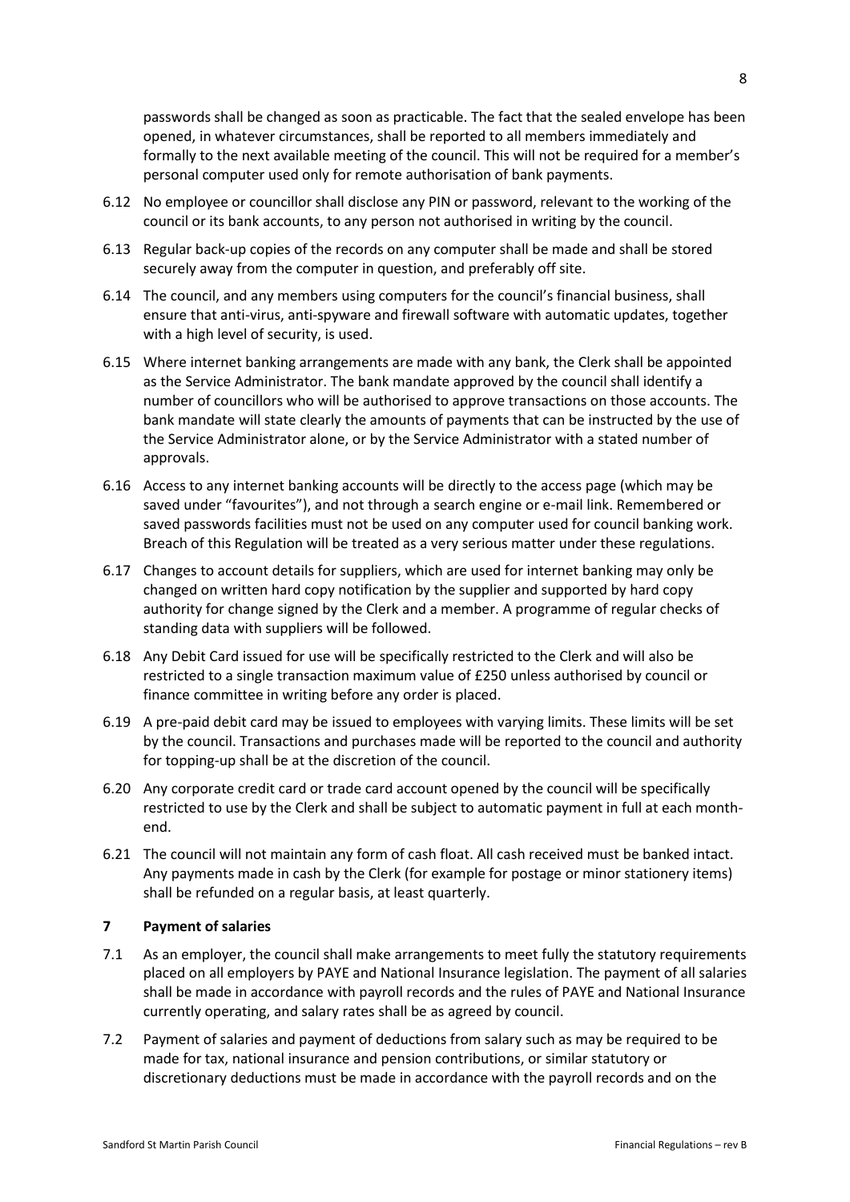passwords shall be changed as soon as practicable. The fact that the sealed envelope has been opened, in whatever circumstances, shall be reported to all members immediately and formally to the next available meeting of the council. This will not be required for a member's personal computer used only for remote authorisation of bank payments.

6.12 No employee or councillor shall disclose any PIN or password, relevant to the working of the council or its bank accounts, to any person not authorised in writing by the council.

6.13 Regular back-up copies of the records on any computer shall be made and shall be stored securely away from the computer in question, and preferably off site.

6.14 The council, and any members using computers for the council's financial business, shall ensure that anti-virus, anti-spyware and firewall software with automatic updates, together with a high level of security, is used.

6.15 Where internet banking arrangements are made with any bank, the Clerk shall be appointed as the Service Administrator. The bank mandate approved by the council shall identify a number of councillors who will be authorised to approve transactions on those accounts. The bank mandate will state clearly the amounts of payments that can be instructed by the use of the Service Administrator alone, or by the Service Administrator with a stated number of approvals.

6.16 Access to any internet banking accounts will be directly to the access page (which may be saved under "favourites"), and not through a search engine or e-mail link. Remembered or saved passwords facilities must not be used on any computer used for council banking work. Breach of this Regulation will be treated as a very serious matter under these regulations.

6.17 Changes to account details for suppliers, which are used for internet banking may only be changed on written hard copy notification by the supplier and supported by hard copy authority for change signed by the Clerk and a member. A programme of regular checks of standing data with suppliers will be followed.

6.18 Any Debit Card issued for use will be specifically restricted to the Clerk and will also be restricted to a single transaction maximum value of £250 unless authorised by council or finance committee in writing before any order is placed.

6.19 A pre-paid debit card may be issued to employees with varying limits. These limits will be set by the council. Transactions and purchases made will be reported to the council and authority for topping-up shall be at the discretion of the council.

6.20 Any corporate credit card or trade card account opened by the council will be specifically restricted to use by the Clerk and shall be subject to automatic payment in full at each month-end.

6.21 The council will not maintain any form of cash float. All cash received must be banked intact. Any payments made in cash by the Clerk (for example for postage or minor stationery items) shall be refunded on a regular basis, at least quarterly.

## 7 Payment of salaries

7.1 As an employer, the council shall make arrangements to meet fully the statutory requirements placed on all employers by PAYE and National Insurance legislation. The payment of all salaries shall be made in accordance with payroll records and the rules of PAYE and National Insurance currently operating, and salary rates shall be as agreed by council.

7.2 Payment of salaries and payment of deductions from salary such as may be required to be made for tax, national insurance and pension contributions, or similar statutory or discretionary deductions must be made in accordance with the payroll records and on the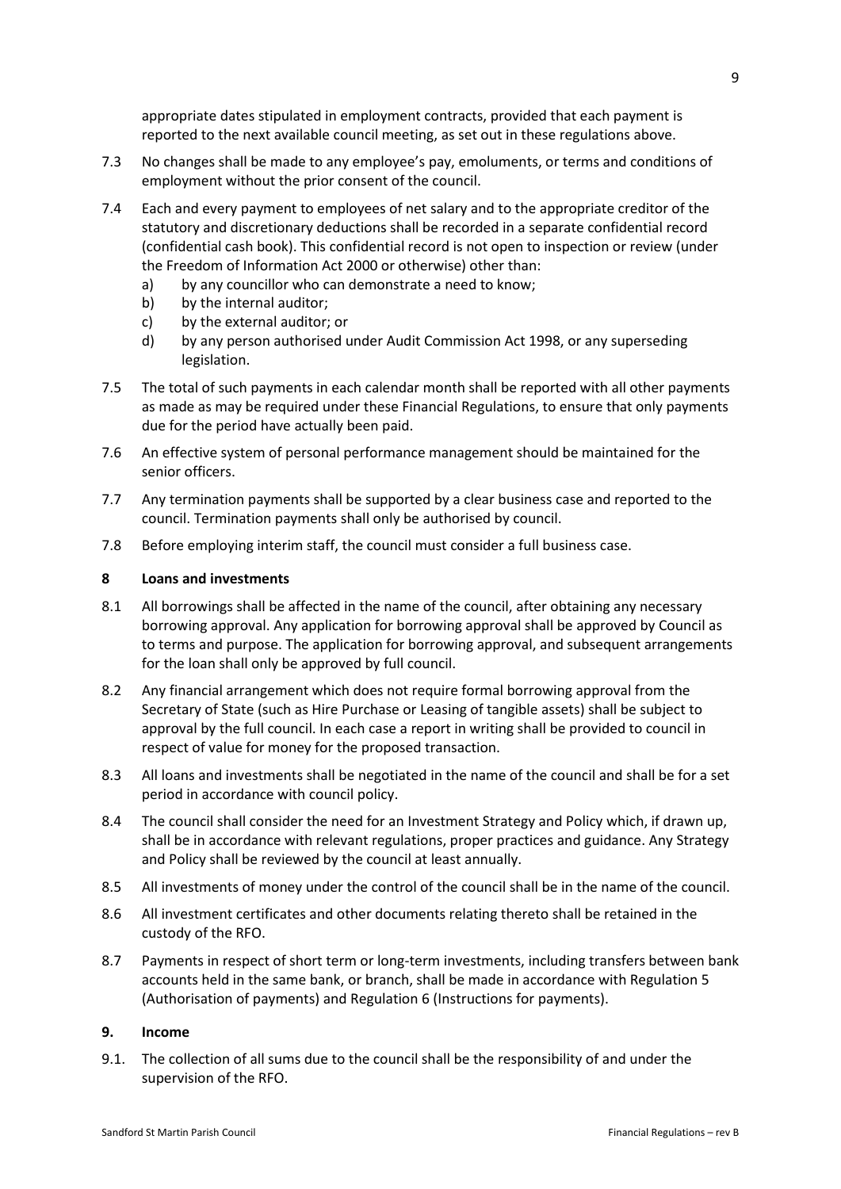appropriate dates stipulated in employment contracts, provided that each payment is reported to the next available council meeting, as set out in these regulations above.

7.3 No changes shall be made to any employee's pay, emoluments, or terms and conditions of employment without the prior consent of the council.

7.4 Each and every payment to employees of net salary and to the appropriate creditor of the statutory and discretionary deductions shall be recorded in a separate confidential record (confidential cash book). This confidential record is not open to inspection or review (under the Freedom of Information Act 2000 or otherwise) other than:

   a) by any councillor who can demonstrate a need to know;
   b) by the internal auditor;
   c) by the external auditor; or
   d) by any person authorised under Audit Commission Act 1998, or any superseding legislation.

7.5 The total of such payments in each calendar month shall be reported with all other payments as made as may be required under these Financial Regulations, to ensure that only payments due for the period have actually been paid.

7.6 An effective system of personal performance management should be maintained for the senior officers.

7.7 Any termination payments shall be supported by a clear business case and reported to the council. Termination payments shall only be authorised by council.

7.8 Before employing interim staff, the council must consider a full business case.

## 8 Loans and investments

8.1 All borrowings shall be affected in the name of the council, after obtaining any necessary borrowing approval. Any application for borrowing approval shall be approved by Council as to terms and purpose. The application for borrowing approval, and subsequent arrangements for the loan shall only be approved by full council.

8.2 Any financial arrangement which does not require formal borrowing approval from the Secretary of State (such as Hire Purchase or Leasing of tangible assets) shall be subject to approval by the full council. In each case a report in writing shall be provided to council in respect of value for money for the proposed transaction.

8.3 All loans and investments shall be negotiated in the name of the council and shall be for a set period in accordance with council policy.

8.4 The council shall consider the need for an Investment Strategy and Policy which, if drawn up, shall be in accordance with relevant regulations, proper practices and guidance. Any Strategy and Policy shall be reviewed by the council at least annually.

8.5 All investments of money under the control of the council shall be in the name of the council.

8.6 All investment certificates and other documents relating thereto shall be retained in the custody of the RFO.

8.7 Payments in respect of short term or long-term investments, including transfers between bank accounts held in the same bank, or branch, shall be made in accordance with Regulation 5 (Authorisation of payments) and Regulation 6 (Instructions for payments).

## 9. Income

9.1. The collection of all sums due to the council shall be the responsibility of and under the supervision of the RFO.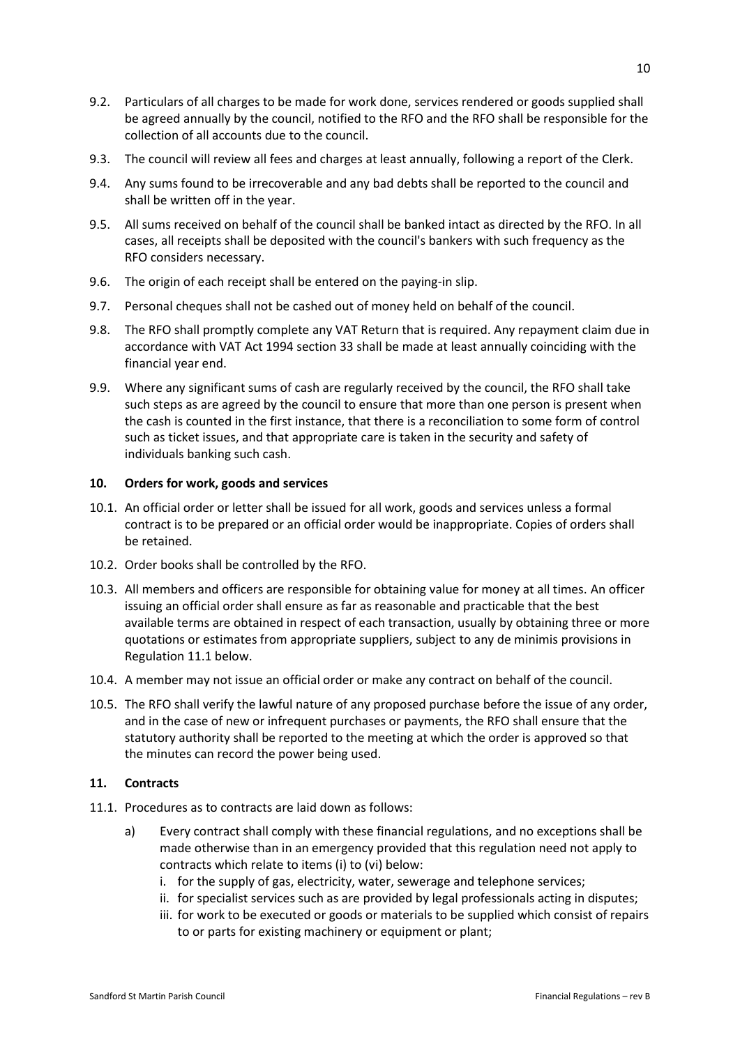9.2. Particulars of all charges to be made for work done, services rendered or goods supplied shall be agreed annually by the council, notified to the RFO and the RFO shall be responsible for the collection of all accounts due to the council.

9.3. The council will review all fees and charges at least annually, following a report of the Clerk.

9.4. Any sums found to be irrecoverable and any bad debts shall be reported to the council and shall be written off in the year.

9.5. All sums received on behalf of the council shall be banked intact as directed by the RFO. In all cases, all receipts shall be deposited with the council's bankers with such frequency as the RFO considers necessary.

9.6. The origin of each receipt shall be entered on the paying-in slip.

9.7. Personal cheques shall not be cashed out of money held on behalf of the council.

9.8. The RFO shall promptly complete any VAT Return that is required. Any repayment claim due in accordance with VAT Act 1994 section 33 shall be made at least annually coinciding with the financial year end.

9.9. Where any significant sums of cash are regularly received by the council, the RFO shall take such steps as are agreed by the council to ensure that more than one person is present when the cash is counted in the first instance, that there is a reconciliation to some form of control such as ticket issues, and that appropriate care is taken in the security and safety of individuals banking such cash.

## 10. Orders for work, goods and services

10.1. An official order or letter shall be issued for all work, goods and services unless a formal contract is to be prepared or an official order would be inappropriate. Copies of orders shall be retained.

10.2. Order books shall be controlled by the RFO.

10.3. All members and officers are responsible for obtaining value for money at all times. An officer issuing an official order shall ensure as far as reasonable and practicable that the best available terms are obtained in respect of each transaction, usually by obtaining three or more quotations or estimates from appropriate suppliers, subject to any de minimis provisions in Regulation 11.1 below.

10.4. A member may not issue an official order or make any contract on behalf of the council.

10.5. The RFO shall verify the lawful nature of any proposed purchase before the issue of any order, and in the case of new or infrequent purchases or payments, the RFO shall ensure that the statutory authority shall be reported to the meeting at which the order is approved so that the minutes can record the power being used.

## 11. Contracts

11.1. Procedures as to contracts are laid down as follows:

a) Every contract shall comply with these financial regulations, and no exceptions shall be made otherwise than in an emergency provided that this regulation need not apply to contracts which relate to items (i) to (vi) below:
   - i. for the supply of gas, electricity, water, sewerage and telephone services;
   - ii. for specialist services such as are provided by legal professionals acting in disputes;
   - iii. for work to be executed or goods or materials to be supplied which consist of repairs to or parts for existing machinery or equipment or plant;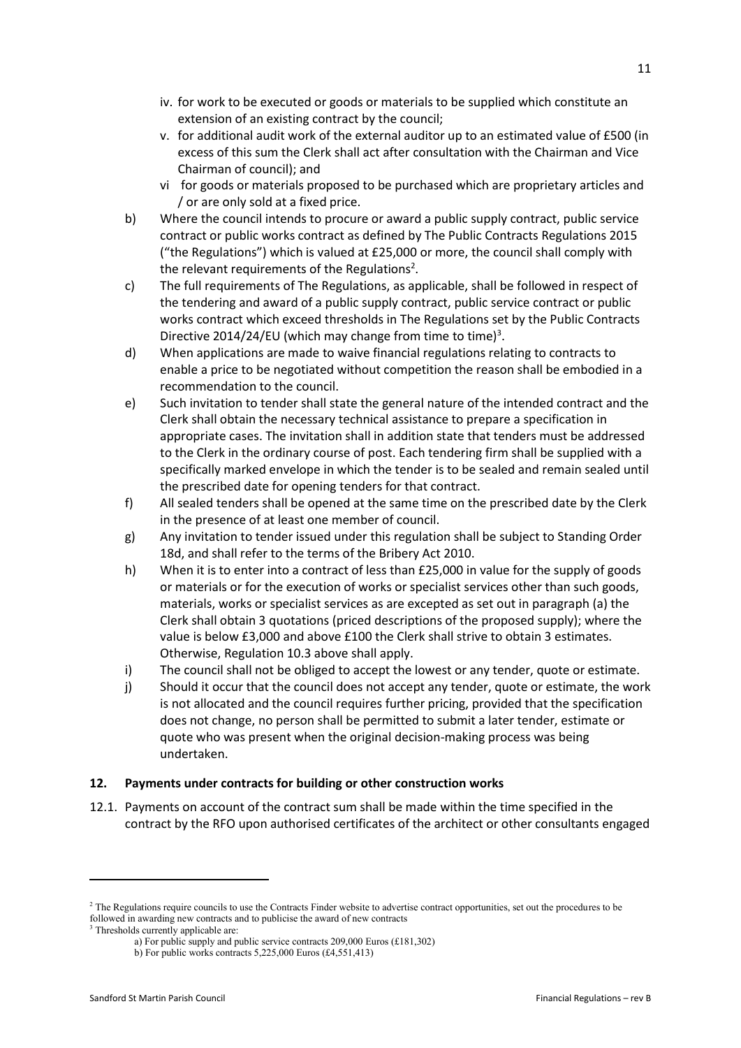iv. for work to be executed or goods or materials to be supplied which constitute an extension of an existing contract by the council;

v. for additional audit work of the external auditor up to an estimated value of £500 (in excess of this sum the Clerk shall act after consultation with the Chairman and Vice Chairman of council); and

vi for goods or materials proposed to be purchased which are proprietary articles and / or are only sold at a fixed price.

b) Where the council intends to procure or award a public supply contract, public service contract or public works contract as defined by The Public Contracts Regulations 2015 ("the Regulations") which is valued at £25,000 or more, the council shall comply with the relevant requirements of the Regulations[2].

c) The full requirements of The Regulations, as applicable, shall be followed in respect of the tendering and award of a public supply contract, public service contract or public works contract which exceed thresholds in The Regulations set by the Public Contracts Directive 2014/24/EU (which may change from time to time)[3].

d) When applications are made to waive financial regulations relating to contracts to enable a price to be negotiated without competition the reason shall be embodied in a recommendation to the council.

e) Such invitation to tender shall state the general nature of the intended contract and the Clerk shall obtain the necessary technical assistance to prepare a specification in appropriate cases. The invitation shall in addition state that tenders must be addressed to the Clerk in the ordinary course of post. Each tendering firm shall be supplied with a specifically marked envelope in which the tender is to be sealed and remain sealed until the prescribed date for opening tenders for that contract.

f) All sealed tenders shall be opened at the same time on the prescribed date by the Clerk in the presence of at least one member of council.

g) Any invitation to tender issued under this regulation shall be subject to Standing Order 18d, and shall refer to the terms of the Bribery Act 2010.

h) When it is to enter into a contract of less than £25,000 in value for the supply of goods or materials or for the execution of works or specialist services other than such goods, materials, works or specialist services as are excepted as set out in paragraph (a) the Clerk shall obtain 3 quotations (priced descriptions of the proposed supply); where the value is below £3,000 and above £100 the Clerk shall strive to obtain 3 estimates. Otherwise, Regulation 10.3 above shall apply.

i) The council shall not be obliged to accept the lowest or any tender, quote or estimate.

j) Should it occur that the council does not accept any tender, quote or estimate, the work is not allocated and the council requires further pricing, provided that the specification does not change, no person shall be permitted to submit a later tender, estimate or quote who was present when the original decision-making process was being undertaken.

## 12. Payments under contracts for building or other construction works

12.1. Payments on account of the contract sum shall be made within the time specified in the contract by the RFO upon authorised certificates of the architect or other consultants engaged

---

[2] The Regulations require councils to use the Contracts Finder website to advertise contract opportunities, set out the procedures to be followed in awarding new contracts and to publicise the award of new contracts

[3] Thresholds currently applicable are:

a) For public supply and public service contracts 209,000 Euros (£181,302)

b) For public works contracts 5,225,000 Euros (£4,551,413)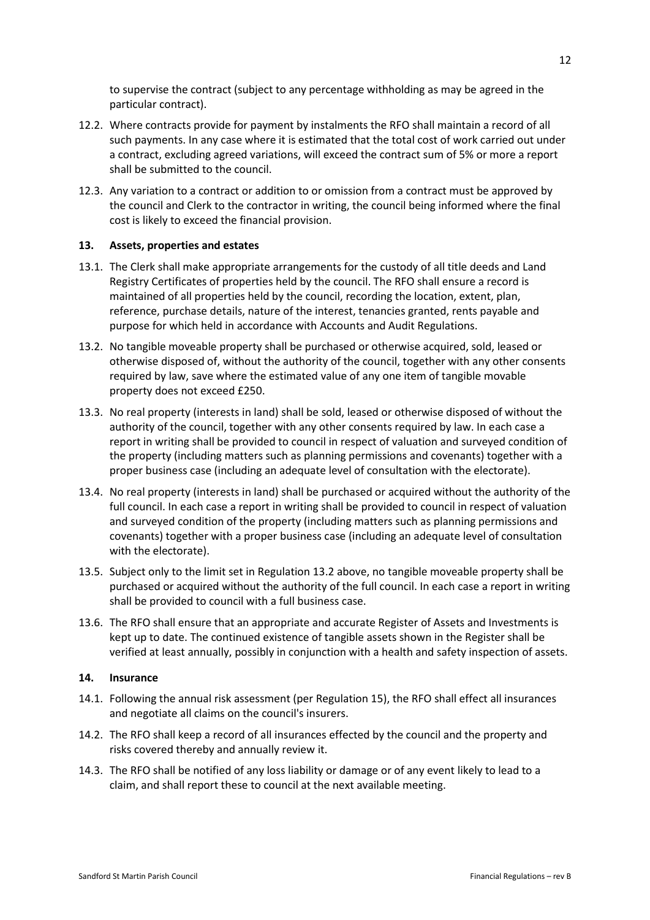to supervise the contract (subject to any percentage withholding as may be agreed in the particular contract).

12.2. Where contracts provide for payment by instalments the RFO shall maintain a record of all such payments. In any case where it is estimated that the total cost of work carried out under a contract, excluding agreed variations, will exceed the contract sum of 5% or more a report shall be submitted to the council.

12.3. Any variation to a contract or addition to or omission from a contract must be approved by the council and Clerk to the contractor in writing, the council being informed where the final cost is likely to exceed the financial provision.

### 13. Assets, properties and estates

13.1. The Clerk shall make appropriate arrangements for the custody of all title deeds and Land Registry Certificates of properties held by the council. The RFO shall ensure a record is maintained of all properties held by the council, recording the location, extent, plan, reference, purchase details, nature of the interest, tenancies granted, rents payable and purpose for which held in accordance with Accounts and Audit Regulations.

13.2. No tangible moveable property shall be purchased or otherwise acquired, sold, leased or otherwise disposed of, without the authority of the council, together with any other consents required by law, save where the estimated value of any one item of tangible movable property does not exceed £250.

13.3. No real property (interests in land) shall be sold, leased or otherwise disposed of without the authority of the council, together with any other consents required by law. In each case a report in writing shall be provided to council in respect of valuation and surveyed condition of the property (including matters such as planning permissions and covenants) together with a proper business case (including an adequate level of consultation with the electorate).

13.4. No real property (interests in land) shall be purchased or acquired without the authority of the full council. In each case a report in writing shall be provided to council in respect of valuation and surveyed condition of the property (including matters such as planning permissions and covenants) together with a proper business case (including an adequate level of consultation with the electorate).

13.5. Subject only to the limit set in Regulation 13.2 above, no tangible moveable property shall be purchased or acquired without the authority of the full council. In each case a report in writing shall be provided to council with a full business case.

13.6. The RFO shall ensure that an appropriate and accurate Register of Assets and Investments is kept up to date. The continued existence of tangible assets shown in the Register shall be verified at least annually, possibly in conjunction with a health and safety inspection of assets.

### 14. Insurance

14.1. Following the annual risk assessment (per Regulation 15), the RFO shall effect all insurances and negotiate all claims on the council's insurers.

14.2. The RFO shall keep a record of all insurances effected by the council and the property and risks covered thereby and annually review it.

14.3. The RFO shall be notified of any loss liability or damage or of any event likely to lead to a claim, and shall report these to council at the next available meeting.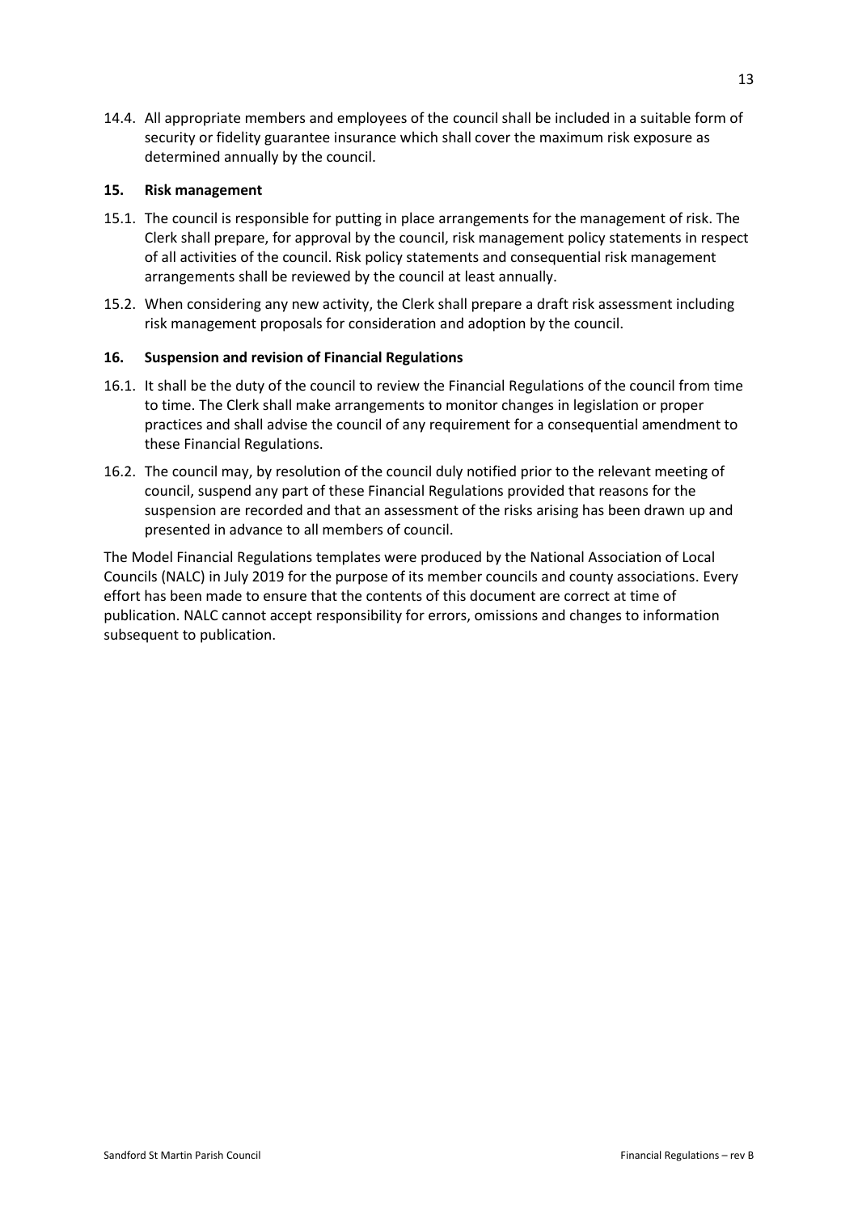14.4. All appropriate members and employees of the council shall be included in a suitable form of security or fidelity guarantee insurance which shall cover the maximum risk exposure as determined annually by the council.

## 15. Risk management

15.1. The council is responsible for putting in place arrangements for the management of risk. The Clerk shall prepare, for approval by the council, risk management policy statements in respect of all activities of the council. Risk policy statements and consequential risk management arrangements shall be reviewed by the council at least annually.

15.2. When considering any new activity, the Clerk shall prepare a draft risk assessment including risk management proposals for consideration and adoption by the council.

## 16. Suspension and revision of Financial Regulations

16.1. It shall be the duty of the council to review the Financial Regulations of the council from time to time. The Clerk shall make arrangements to monitor changes in legislation or proper practices and shall advise the council of any requirement for a consequential amendment to these Financial Regulations.

16.2. The council may, by resolution of the council duly notified prior to the relevant meeting of council, suspend any part of these Financial Regulations provided that reasons for the suspension are recorded and that an assessment of the risks arising has been drawn up and presented in advance to all members of council.

The Model Financial Regulations templates were produced by the National Association of Local Councils (NALC) in July 2019 for the purpose of its member councils and county associations. Every effort has been made to ensure that the contents of this document are correct at time of publication. NALC cannot accept responsibility for errors, omissions and changes to information subsequent to publication.